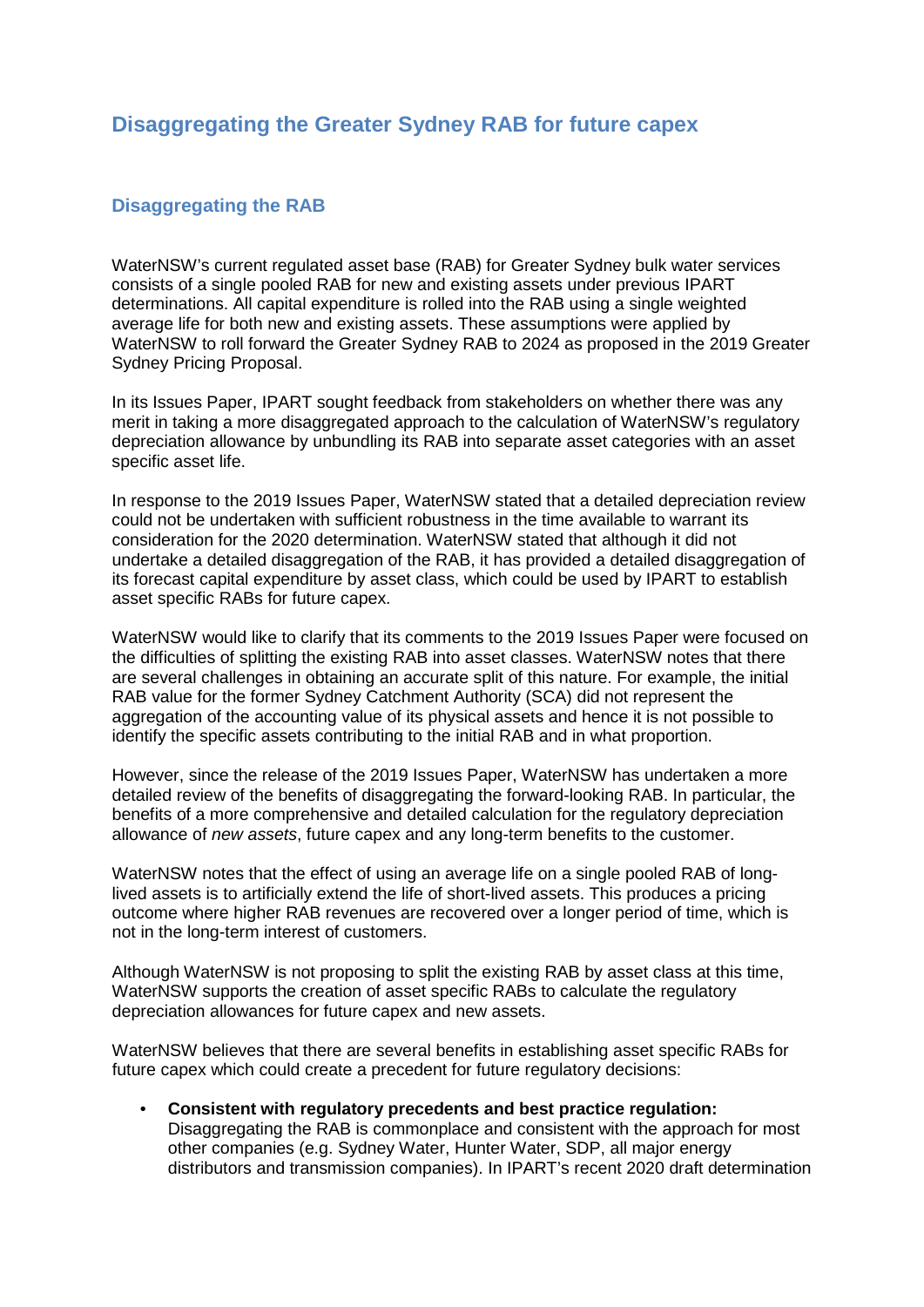# Disaggregating the Greater Sydney RAB for future capex

## Disaggregating the RAB

WaterNSW's current regulated asset base (RAB) for Greater Sydney bulk water services consists of a single pooled RAB for new and existing assets under previous IPART determinations. All capital expenditure is rolled into the RAB using a single weighted average life for both new and existing assets. These assumptions were applied by WaterNSW to roll forward the Greater Sydney RAB to 2024 as proposed in the 2019 Greater Sydney Pricing Proposal.

In its Issues Paper, IPART sought feedback from stakeholders on whether there was any merit in taking a more disaggregated approach to the calculation of WaterNSW's regulatory depreciation allowance by unbundling its RAB into separate asset categories with an asset specific asset life.

In response to the 2019 Issues Paper, WaterNSW stated that a detailed depreciation review could not be undertaken with sufficient robustness in the time available to warrant its consideration for the 2020 determination. WaterNSW stated that although it did not undertake a detailed disaggregation of the RAB, it has provided a detailed disaggregation of its forecast capital expenditure by asset class, which could be used by IPART to establish asset specific RABs for future capex.

WaterNSW would like to clarify that its comments to the 2019 Issues Paper were focused on the difficulties of splitting the existing RAB into asset classes. WaterNSW notes that there are several challenges in obtaining an accurate split of this nature. For example, the initial RAB value for the former Sydney Catchment Authority (SCA) did not represent the aggregation of the accounting value of its physical assets and hence it is not possible to identify the specific assets contributing to the initial RAB and in what proportion.

However, since the release of the 2019 Issues Paper, WaterNSW has undertaken a more detailed review of the benefits of disaggregating the forward-looking RAB. In particular, the benefits of a more comprehensive and detailed calculation for the regulatory depreciation allowance of *new assets*, future capex and any long-term benefits to the customer.

WaterNSW notes that the effect of using an average life on a single pooled RAB of long-lived assets is to artificially extend the life of short-lived assets. This produces a pricing outcome where higher RAB revenues are recovered over a longer period of time, which is not in the long-term interest of customers.

Although WaterNSW is not proposing to split the existing RAB by asset class at this time, WaterNSW supports the creation of asset specific RABs to calculate the regulatory depreciation allowances for future capex and new assets.

WaterNSW believes that there are several benefits in establishing asset specific RABs for future capex which could create a precedent for future regulatory decisions:

- **Consistent with regulatory precedents and best practice regulation:** Disaggregating the RAB is commonplace and consistent with the approach for most other companies (e.g. Sydney Water, Hunter Water, SDP, all major energy distributors and transmission companies). In IPART's recent 2020 draft determination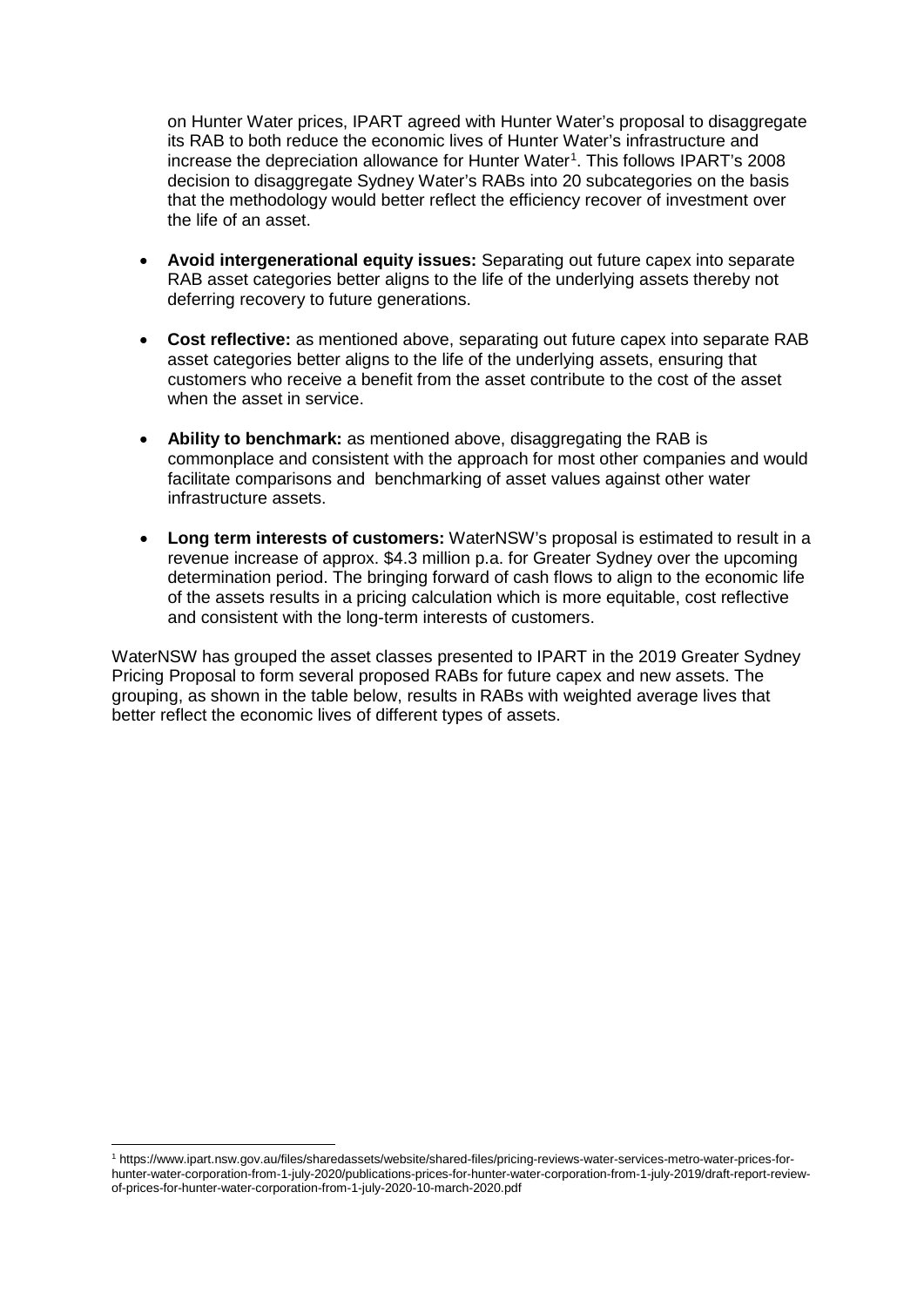on Hunter Water prices, IPART agreed with Hunter Water's proposal to disaggregate its RAB to both reduce the economic lives of Hunter Water's infrastructure and increase the depreciation allowance for Hunter Water[1]. This follows IPART's 2008 decision to disaggregate Sydney Water's RABs into 20 subcategories on the basis that the methodology would better reflect the efficiency recover of investment over the life of an asset.

- **Avoid intergenerational equity issues:** Separating out future capex into separate RAB asset categories better aligns to the life of the underlying assets thereby not deferring recovery to future generations.
- **Cost reflective:** as mentioned above, separating out future capex into separate RAB asset categories better aligns to the life of the underlying assets, ensuring that customers who receive a benefit from the asset contribute to the cost of the asset when the asset in service.
- **Ability to benchmark:** as mentioned above, disaggregating the RAB is commonplace and consistent with the approach for most other companies and would facilitate comparisons and benchmarking of asset values against other water infrastructure assets.
- **Long term interests of customers:** WaterNSW's proposal is estimated to result in a revenue increase of approx. $4.3 million p.a. for Greater Sydney over the upcoming determination period. The bringing forward of cash flows to align to the economic life of the assets results in a pricing calculation which is more equitable, cost reflective and consistent with the long-term interests of customers.

WaterNSW has grouped the asset classes presented to IPART in the 2019 Greater Sydney Pricing Proposal to form several proposed RABs for future capex and new assets. The grouping, as shown in the table below, results in RABs with weighted average lives that better reflect the economic lives of different types of assets.

[1] https://www.ipart.nsw.gov.au/files/sharedassets/website/shared-files/pricing-reviews-water-services-metro-water-prices-for-hunter-water-corporation-from-1-july-2020/publications-prices-for-hunter-water-corporation-from-1-july-2019/draft-report-review-of-prices-for-hunter-water-corporation-from-1-july-2020-10-march-2020.pdf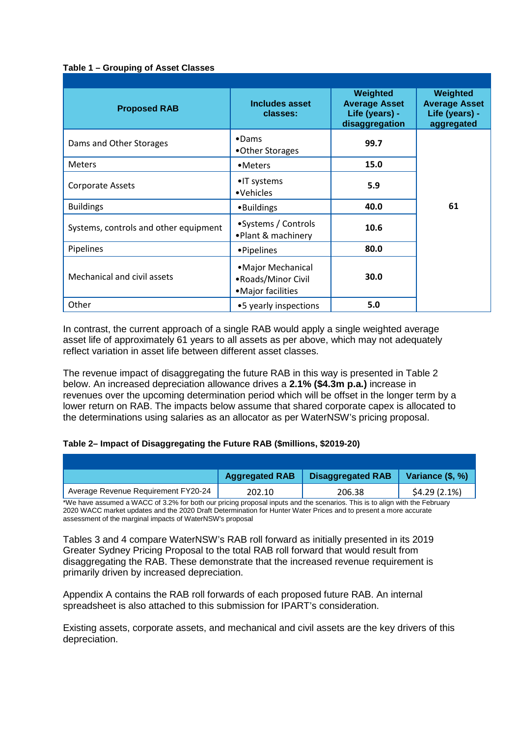**Table 1 – Grouping of Asset Classes**

| Proposed RAB | Includes asset classes: | Weighted Average Asset Life (years) - disaggregation | Weighted Average Asset Life (years) - aggregated |
|---|---|---|---|
| Dams and Other Storages | •Dams<br>•Other Storages | **99.7** | **61** |
| Meters | •Meters | **15.0** | |
| Corporate Assets | •IT systems<br>•Vehicles | **5.9** | |
| Buildings | •Buildings | **40.0** | |
| Systems, controls and other equipment | •Systems / Controls<br>•Plant & machinery | **10.6** | |
| Pipelines | •Pipelines | **80.0** | |
| Mechanical and civil assets | •Major Mechanical<br>•Roads/Minor Civil<br>•Major facilities | **30.0** | |
| Other | •5 yearly inspections | **5.0** | |

In contrast, the current approach of a single RAB would apply a single weighted average asset life of approximately 61 years to all assets as per above, which may not adequately reflect variation in asset life between different asset classes.

The revenue impact of disaggregating the future RAB in this way is presented in Table 2 below. An increased depreciation allowance drives a **2.1% ($4.3m p.a.)** increase in revenues over the upcoming determination period which will be offset in the longer term by a lower return on RAB. The impacts below assume that shared corporate capex is allocated to the determinations using salaries as an allocator as per WaterNSW's pricing proposal.

**Table 2– Impact of Disaggregating the Future RAB ($millions, $2019-20)**

| | Aggregated RAB | Disaggregated RAB | Variance ($, %) |
|---|---|---|---|
| Average Revenue Requirement FY20-24 | 202.10 | 206.38 | $4.29 (2.1%) |

*We have assumed a WACC of 3.2% for both our pricing proposal inputs and the scenarios. This is to align with the February 2020 WACC market updates and the 2020 Draft Determination for Hunter Water Prices and to present a more accurate assessment of the marginal impacts of WaterNSW's proposal

Tables 3 and 4 compare WaterNSW's RAB roll forward as initially presented in its 2019 Greater Sydney Pricing Proposal to the total RAB roll forward that would result from disaggregating the RAB. These demonstrate that the increased revenue requirement is primarily driven by increased depreciation.

Appendix A contains the RAB roll forwards of each proposed future RAB. An internal spreadsheet is also attached to this submission for IPART's consideration.

Existing assets, corporate assets, and mechanical and civil assets are the key drivers of this depreciation.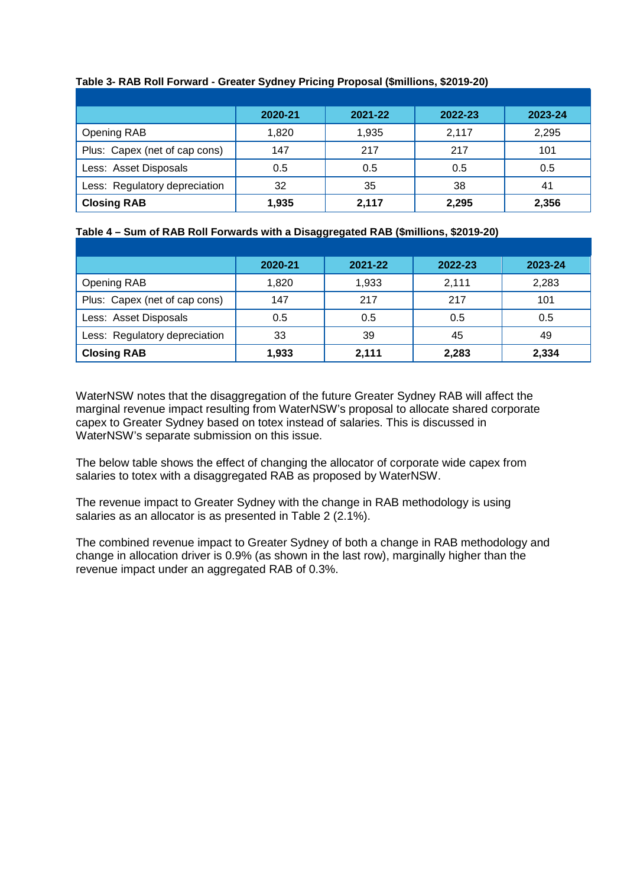**Table 3- RAB Roll Forward - Greater Sydney Pricing Proposal ($millions, $2019-20)**

| | 2020-21 | 2021-22 | 2022-23 | 2023-24 |
|---|---|---|---|---|
| Opening RAB | 1,820 | 1,935 | 2,117 | 2,295 |
| Plus: Capex (net of cap cons) | 147 | 217 | 217 | 101 |
| Less: Asset Disposals | 0.5 | 0.5 | 0.5 | 0.5 |
| Less: Regulatory depreciation | 32 | 35 | 38 | 41 |
| **Closing RAB** | **1,935** | **2,117** | **2,295** | **2,356** |

**Table 4 – Sum of RAB Roll Forwards with a Disaggregated RAB ($millions, $2019-20)**

| | 2020-21 | 2021-22 | 2022-23 | 2023-24 |
|---|---|---|---|---|
| Opening RAB | 1,820 | 1,933 | 2,111 | 2,283 |
| Plus: Capex (net of cap cons) | 147 | 217 | 217 | 101 |
| Less: Asset Disposals | 0.5 | 0.5 | 0.5 | 0.5 |
| Less: Regulatory depreciation | 33 | 39 | 45 | 49 |
| **Closing RAB** | **1,933** | **2,111** | **2,283** | **2,334** |

WaterNSW notes that the disaggregation of the future Greater Sydney RAB will affect the marginal revenue impact resulting from WaterNSW's proposal to allocate shared corporate capex to Greater Sydney based on totex instead of salaries. This is discussed in WaterNSW's separate submission on this issue.

The below table shows the effect of changing the allocator of corporate wide capex from salaries to totex with a disaggregated RAB as proposed by WaterNSW.

The revenue impact to Greater Sydney with the change in RAB methodology is using salaries as an allocator is as presented in Table 2 (2.1%).

The combined revenue impact to Greater Sydney of both a change in RAB methodology and change in allocation driver is 0.9% (as shown in the last row), marginally higher than the revenue impact under an aggregated RAB of 0.3%.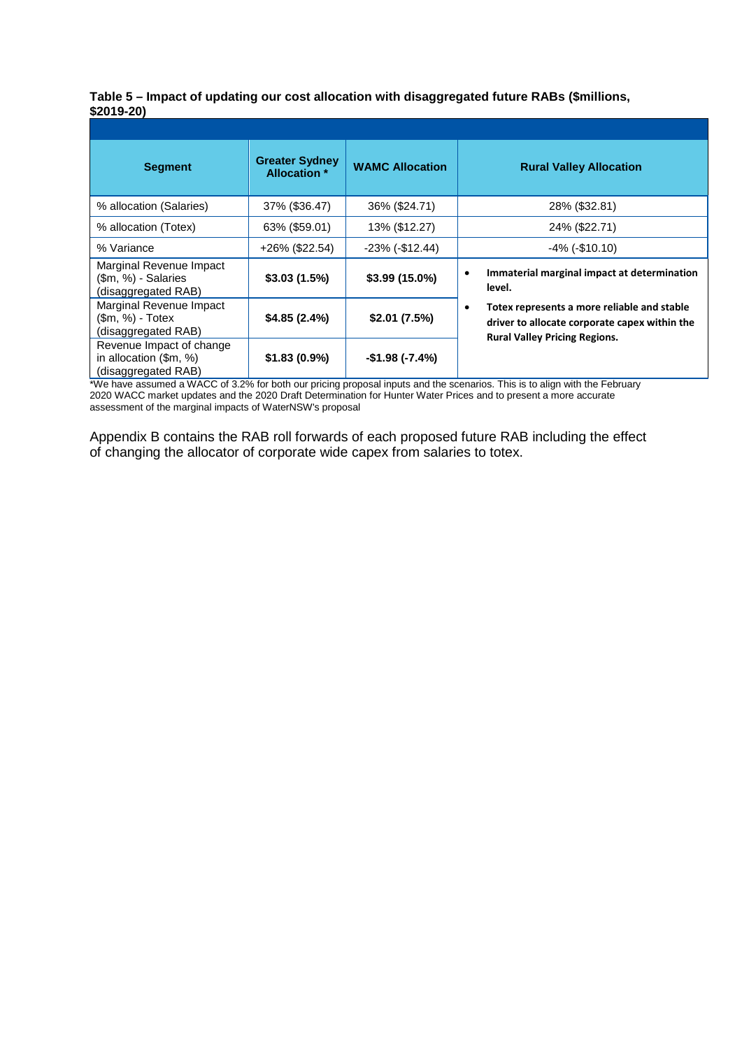**Table 5 – Impact of updating our cost allocation with disaggregated future RABs ($millions, $2019-20)**

| Segment | Greater Sydney Allocation * | WAMC Allocation | Rural Valley Allocation |
|---|---|---|---|
| % allocation (Salaries) | 37% ($36.47) | 36% ($24.71) | 28% ($32.81) |
| % allocation (Totex) | 63% ($59.01) | 13% ($12.27) | 24% ($22.71) |
| % Variance | +26% ($22.54) | -23% (-$12.44) | -4% (-$10.10) |
| Marginal Revenue Impact ($m, %) - Salaries (disaggregated RAB) | **$3.03 (1.5%)** | **$3.99 (15.0%)** | • **Immaterial marginal impact at determination level.** • **Totex represents a more reliable and stable driver to allocate corporate capex within the Rural Valley Pricing Regions.** |
| Marginal Revenue Impact ($m, %) - Totex (disaggregated RAB) | **$4.85 (2.4%)** | **$2.01 (7.5%)** | |
| Revenue Impact of change in allocation ($m, %) (disaggregated RAB) | **$1.83 (0.9%)** | **-$1.98 (-7.4%)** | |

*We have assumed a WACC of 3.2% for both our pricing proposal inputs and the scenarios. This is to align with the February 2020 WACC market updates and the 2020 Draft Determination for Hunter Water Prices and to present a more accurate assessment of the marginal impacts of WaterNSW's proposal

Appendix B contains the RAB roll forwards of each proposed future RAB including the effect of changing the allocator of corporate wide capex from salaries to totex.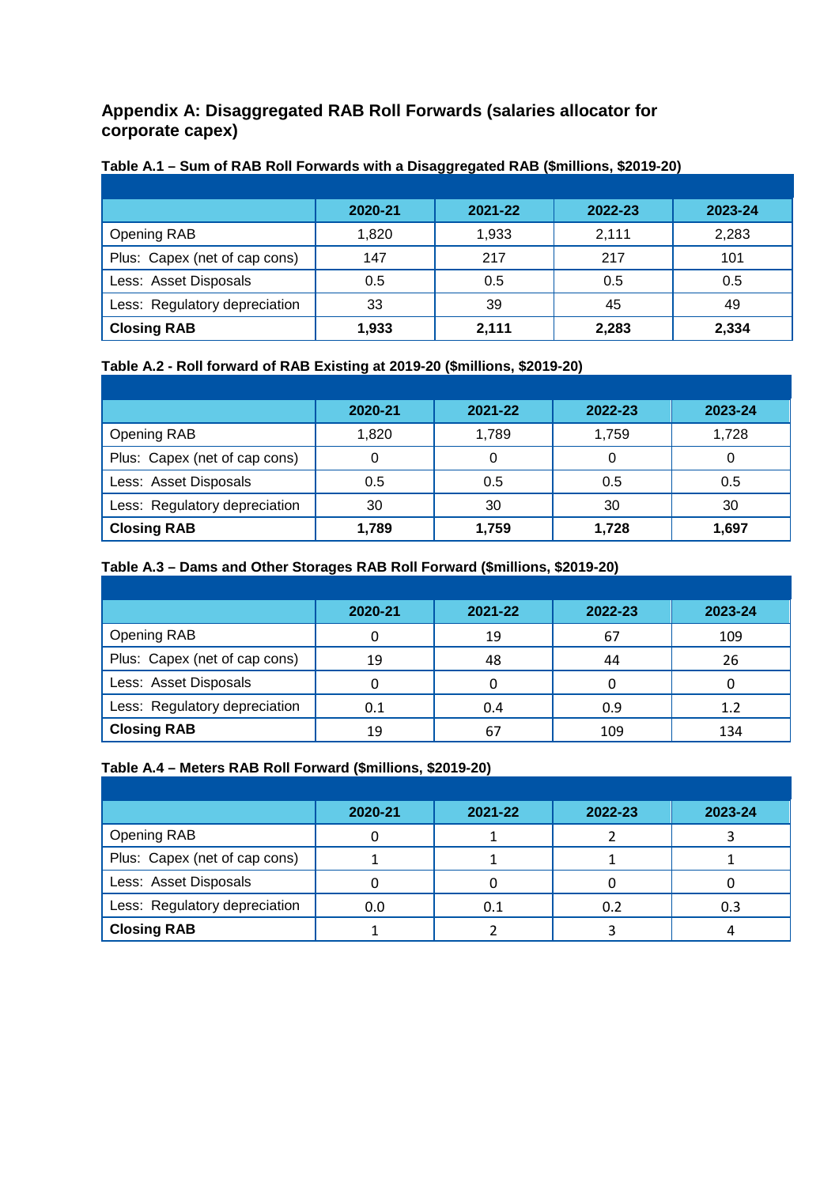## Appendix A: Disaggregated RAB Roll Forwards (salaries allocator for corporate capex)

**Table A.1 – Sum of RAB Roll Forwards with a Disaggregated RAB ($millions, $2019-20)**

| | 2020-21 | 2021-22 | 2022-23 | 2023-24 |
|---|---|---|---|---|
| Opening RAB | 1,820 | 1,933 | 2,111 | 2,283 |
| Plus: Capex (net of cap cons) | 147 | 217 | 217 | 101 |
| Less: Asset Disposals | 0.5 | 0.5 | 0.5 | 0.5 |
| Less: Regulatory depreciation | 33 | 39 | 45 | 49 |
| **Closing RAB** | **1,933** | **2,111** | **2,283** | **2,334** |

**Table A.2 - Roll forward of RAB Existing at 2019-20 ($millions, $2019-20)**

| | 2020-21 | 2021-22 | 2022-23 | 2023-24 |
|---|---|---|---|---|
| Opening RAB | 1,820 | 1,789 | 1,759 | 1,728 |
| Plus: Capex (net of cap cons) | 0 | 0 | 0 | 0 |
| Less: Asset Disposals | 0.5 | 0.5 | 0.5 | 0.5 |
| Less: Regulatory depreciation | 30 | 30 | 30 | 30 |
| **Closing RAB** | **1,789** | **1,759** | **1,728** | **1,697** |

**Table A.3 – Dams and Other Storages RAB Roll Forward ($millions, $2019-20)**

| | 2020-21 | 2021-22 | 2022-23 | 2023-24 |
|---|---|---|---|---|
| Opening RAB | 0 | 19 | 67 | 109 |
| Plus: Capex (net of cap cons) | 19 | 48 | 44 | 26 |
| Less: Asset Disposals | 0 | 0 | 0 | 0 |
| Less: Regulatory depreciation | 0.1 | 0.4 | 0.9 | 1.2 |
| **Closing RAB** | 19 | 67 | 109 | 134 |

**Table A.4 – Meters RAB Roll Forward ($millions, $2019-20)**

| | 2020-21 | 2021-22 | 2022-23 | 2023-24 |
|---|---|---|---|---|
| Opening RAB | 0 | 1 | 2 | 3 |
| Plus: Capex (net of cap cons) | 1 | 1 | 1 | 1 |
| Less: Asset Disposals | 0 | 0 | 0 | 0 |
| Less: Regulatory depreciation | 0.0 | 0.1 | 0.2 | 0.3 |
| **Closing RAB** | 1 | 2 | 3 | 4 |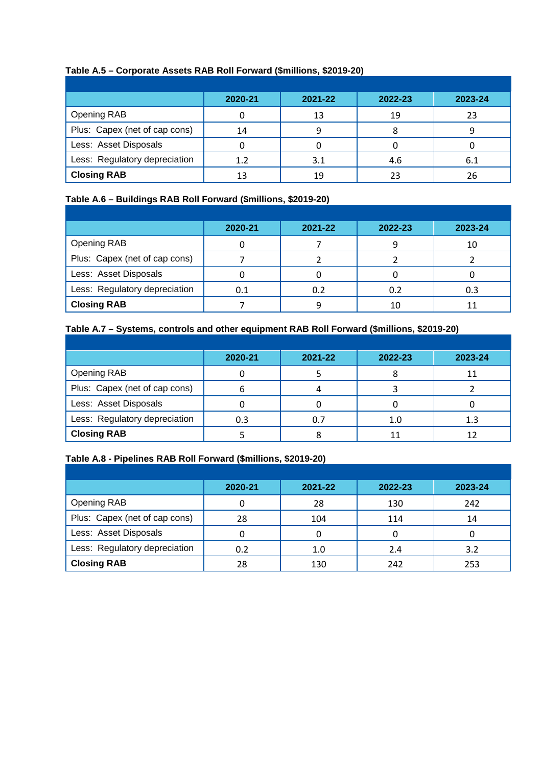**Table A.5 – Corporate Assets RAB Roll Forward ($millions, $2019-20)**

| | 2020-21 | 2021-22 | 2022-23 | 2023-24 |
|---|---|---|---|---|
| Opening RAB | 0 | 13 | 19 | 23 |
| Plus: Capex (net of cap cons) | 14 | 9 | 8 | 9 |
| Less: Asset Disposals | 0 | 0 | 0 | 0 |
| Less: Regulatory depreciation | 1.2 | 3.1 | 4.6 | 6.1 |
| **Closing RAB** | 13 | 19 | 23 | 26 |

**Table A.6 – Buildings RAB Roll Forward ($millions, $2019-20)**

| | 2020-21 | 2021-22 | 2022-23 | 2023-24 |
|---|---|---|---|---|
| Opening RAB | 0 | 7 | 9 | 10 |
| Plus: Capex (net of cap cons) | 7 | 2 | 2 | 2 |
| Less: Asset Disposals | 0 | 0 | 0 | 0 |
| Less: Regulatory depreciation | 0.1 | 0.2 | 0.2 | 0.3 |
| **Closing RAB** | 7 | 9 | 10 | 11 |

**Table A.7 – Systems, controls and other equipment RAB Roll Forward ($millions, $2019-20)**

| | 2020-21 | 2021-22 | 2022-23 | 2023-24 |
|---|---|---|---|---|
| Opening RAB | 0 | 5 | 8 | 11 |
| Plus: Capex (net of cap cons) | 6 | 4 | 3 | 2 |
| Less: Asset Disposals | 0 | 0 | 0 | 0 |
| Less: Regulatory depreciation | 0.3 | 0.7 | 1.0 | 1.3 |
| **Closing RAB** | 5 | 8 | 11 | 12 |

**Table A.8 - Pipelines RAB Roll Forward ($millions, $2019-20)**

| | 2020-21 | 2021-22 | 2022-23 | 2023-24 |
|---|---|---|---|---|
| Opening RAB | 0 | 28 | 130 | 242 |
| Plus: Capex (net of cap cons) | 28 | 104 | 114 | 14 |
| Less: Asset Disposals | 0 | 0 | 0 | 0 |
| Less: Regulatory depreciation | 0.2 | 1.0 | 2.4 | 3.2 |
| **Closing RAB** | 28 | 130 | 242 | 253 |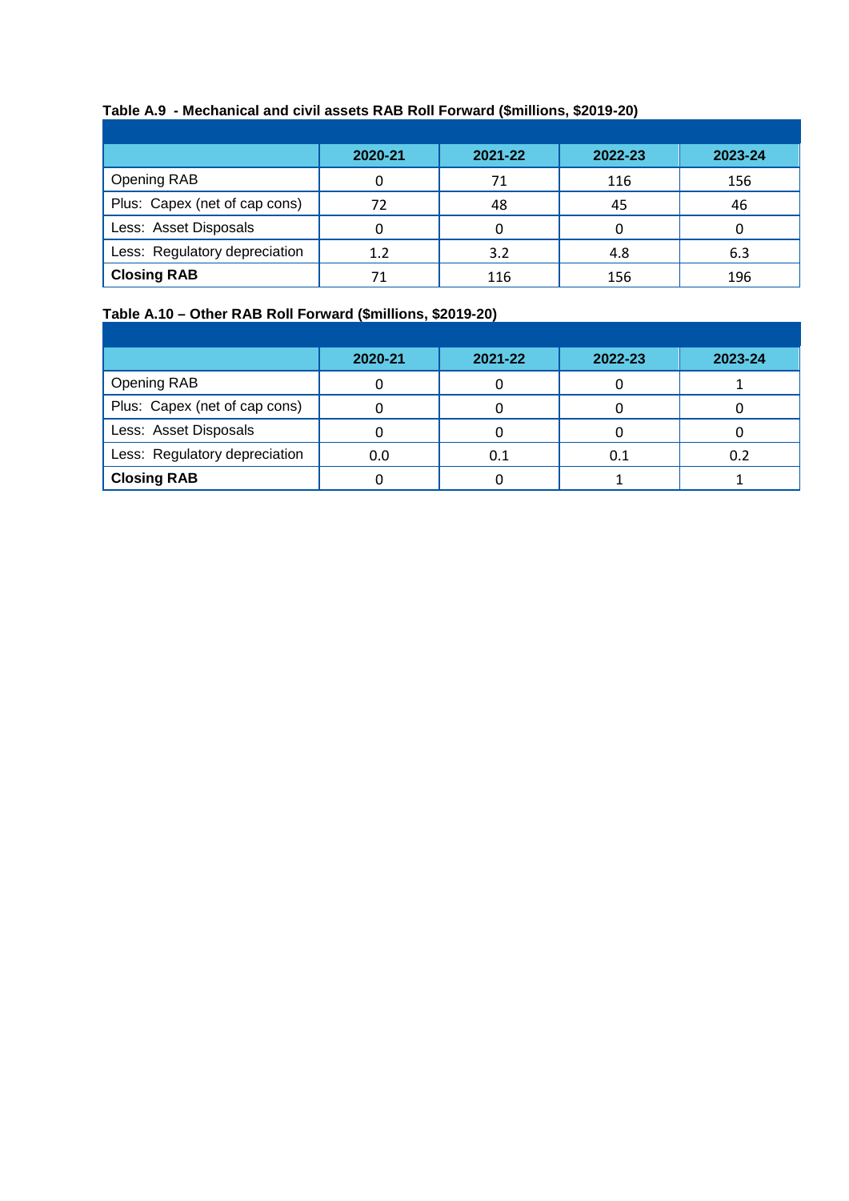**Table A.9 - Mechanical and civil assets RAB Roll Forward ($millions, $2019-20)**

| | 2020-21 | 2021-22 | 2022-23 | 2023-24 |
|---|---|---|---|---|
| Opening RAB | 0 | 71 | 116 | 156 |
| Plus: Capex (net of cap cons) | 72 | 48 | 45 | 46 |
| Less: Asset Disposals | 0 | 0 | 0 | 0 |
| Less: Regulatory depreciation | 1.2 | 3.2 | 4.8 | 6.3 |
| **Closing RAB** | 71 | 116 | 156 | 196 |

**Table A.10 – Other RAB Roll Forward ($millions, $2019-20)**

| | 2020-21 | 2021-22 | 2022-23 | 2023-24 |
|---|---|---|---|---|
| Opening RAB | 0 | 0 | 0 | 1 |
| Plus: Capex (net of cap cons) | 0 | 0 | 0 | 0 |
| Less: Asset Disposals | 0 | 0 | 0 | 0 |
| Less: Regulatory depreciation | 0.0 | 0.1 | 0.1 | 0.2 |
| **Closing RAB** | 0 | 0 | 1 | 1 |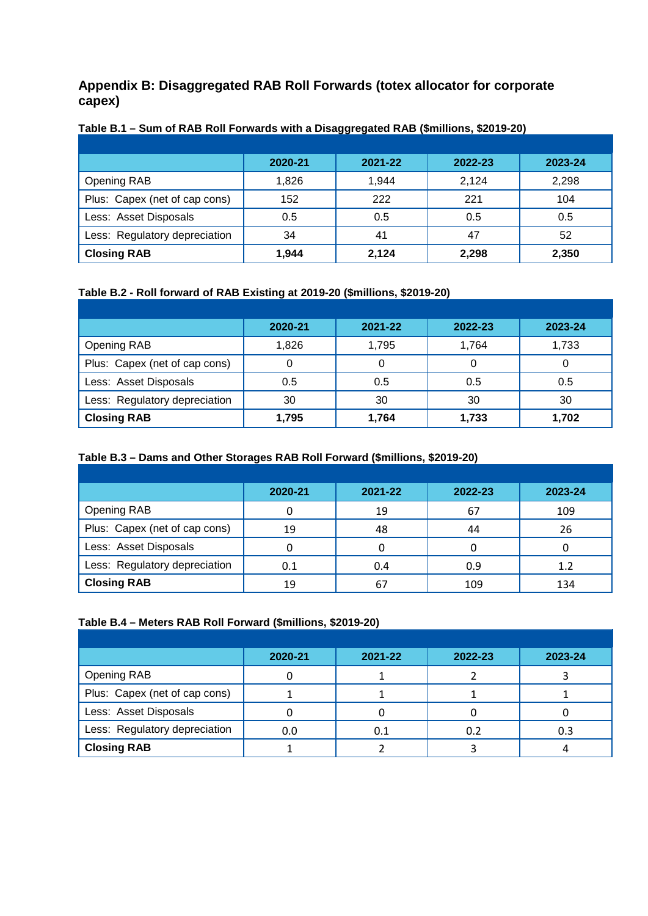## Appendix B: Disaggregated RAB Roll Forwards (totex allocator for corporate capex)

**Table B.1 – Sum of RAB Roll Forwards with a Disaggregated RAB ($millions, $2019-20)**

| | 2020-21 | 2021-22 | 2022-23 | 2023-24 |
|---|---|---|---|---|
| Opening RAB | 1,826 | 1,944 | 2,124 | 2,298 |
| Plus: Capex (net of cap cons) | 152 | 222 | 221 | 104 |
| Less: Asset Disposals | 0.5 | 0.5 | 0.5 | 0.5 |
| Less: Regulatory depreciation | 34 | 41 | 47 | 52 |
| **Closing RAB** | **1,944** | **2,124** | **2,298** | **2,350** |

**Table B.2 - Roll forward of RAB Existing at 2019-20 ($millions, $2019-20)**

| | 2020-21 | 2021-22 | 2022-23 | 2023-24 |
|---|---|---|---|---|
| Opening RAB | 1,826 | 1,795 | 1,764 | 1,733 |
| Plus: Capex (net of cap cons) | 0 | 0 | 0 | 0 |
| Less: Asset Disposals | 0.5 | 0.5 | 0.5 | 0.5 |
| Less: Regulatory depreciation | 30 | 30 | 30 | 30 |
| **Closing RAB** | **1,795** | **1,764** | **1,733** | **1,702** |

**Table B.3 – Dams and Other Storages RAB Roll Forward ($millions, $2019-20)**

| | 2020-21 | 2021-22 | 2022-23 | 2023-24 |
|---|---|---|---|---|
| Opening RAB | 0 | 19 | 67 | 109 |
| Plus: Capex (net of cap cons) | 19 | 48 | 44 | 26 |
| Less: Asset Disposals | 0 | 0 | 0 | 0 |
| Less: Regulatory depreciation | 0.1 | 0.4 | 0.9 | 1.2 |
| **Closing RAB** | 19 | 67 | 109 | 134 |

**Table B.4 – Meters RAB Roll Forward ($millions, $2019-20)**

| | 2020-21 | 2021-22 | 2022-23 | 2023-24 |
|---|---|---|---|---|
| Opening RAB | 0 | 1 | 2 | 3 |
| Plus: Capex (net of cap cons) | 1 | 1 | 1 | 1 |
| Less: Asset Disposals | 0 | 0 | 0 | 0 |
| Less: Regulatory depreciation | 0.0 | 0.1 | 0.2 | 0.3 |
| **Closing RAB** | 1 | 2 | 3 | 4 |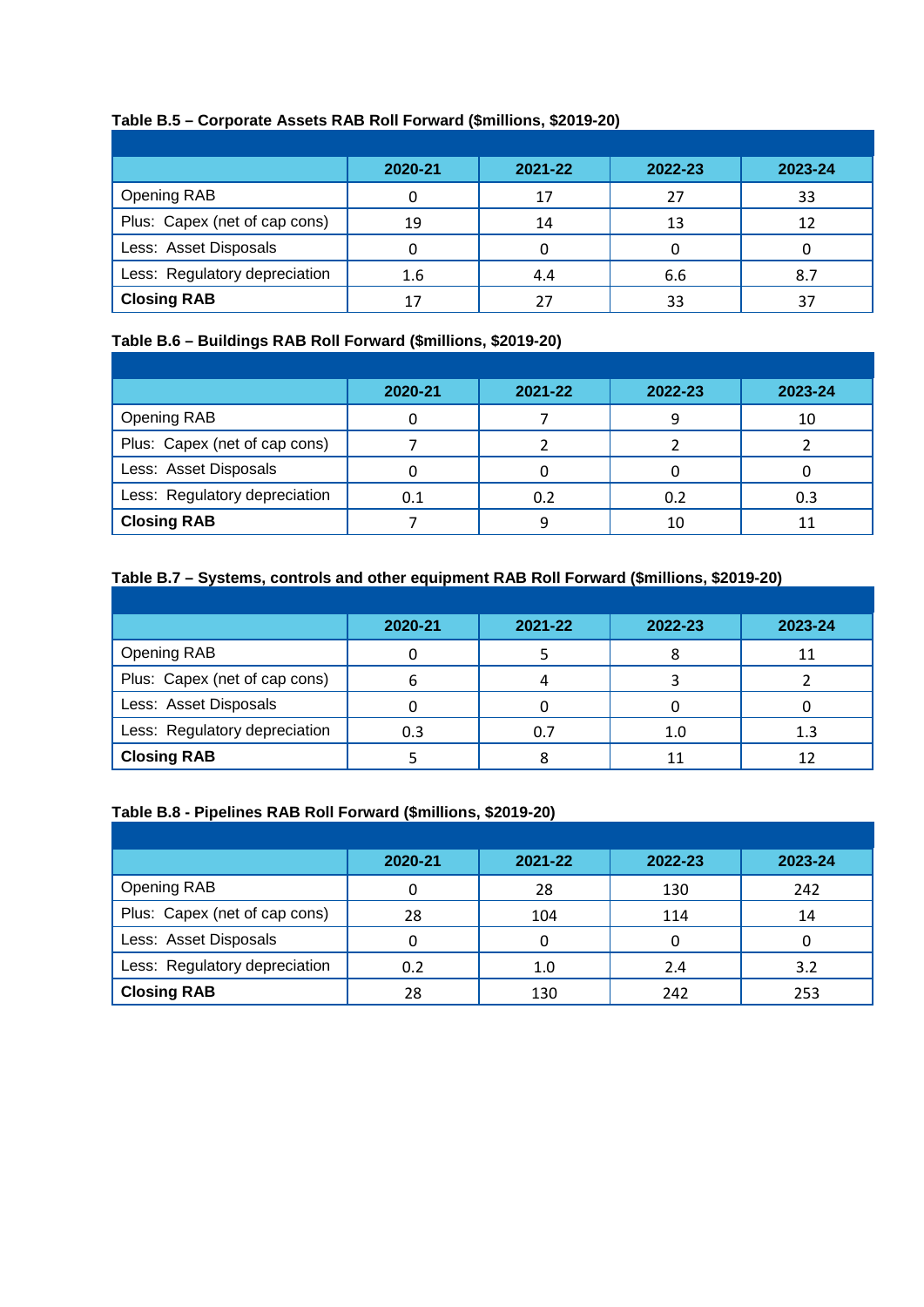**Table B.5 – Corporate Assets RAB Roll Forward ($millions, $2019-20)**

| | 2020-21 | 2021-22 | 2022-23 | 2023-24 |
|---|---|---|---|---|
| Opening RAB | 0 | 17 | 27 | 33 |
| Plus: Capex (net of cap cons) | 19 | 14 | 13 | 12 |
| Less: Asset Disposals | 0 | 0 | 0 | 0 |
| Less: Regulatory depreciation | 1.6 | 4.4 | 6.6 | 8.7 |
| **Closing RAB** | 17 | 27 | 33 | 37 |

**Table B.6 – Buildings RAB Roll Forward ($millions, $2019-20)**

| | 2020-21 | 2021-22 | 2022-23 | 2023-24 |
|---|---|---|---|---|
| Opening RAB | 0 | 7 | 9 | 10 |
| Plus: Capex (net of cap cons) | 7 | 2 | 2 | 2 |
| Less: Asset Disposals | 0 | 0 | 0 | 0 |
| Less: Regulatory depreciation | 0.1 | 0.2 | 0.2 | 0.3 |
| **Closing RAB** | 7 | 9 | 10 | 11 |

**Table B.7 – Systems, controls and other equipment RAB Roll Forward ($millions, $2019-20)**

| | 2020-21 | 2021-22 | 2022-23 | 2023-24 |
|---|---|---|---|---|
| Opening RAB | 0 | 5 | 8 | 11 |
| Plus: Capex (net of cap cons) | 6 | 4 | 3 | 2 |
| Less: Asset Disposals | 0 | 0 | 0 | 0 |
| Less: Regulatory depreciation | 0.3 | 0.7 | 1.0 | 1.3 |
| **Closing RAB** | 5 | 8 | 11 | 12 |

**Table B.8 - Pipelines RAB Roll Forward ($millions, $2019-20)**

| | 2020-21 | 2021-22 | 2022-23 | 2023-24 |
|---|---|---|---|---|
| Opening RAB | 0 | 28 | 130 | 242 |
| Plus: Capex (net of cap cons) | 28 | 104 | 114 | 14 |
| Less: Asset Disposals | 0 | 0 | 0 | 0 |
| Less: Regulatory depreciation | 0.2 | 1.0 | 2.4 | 3.2 |
| **Closing RAB** | 28 | 130 | 242 | 253 |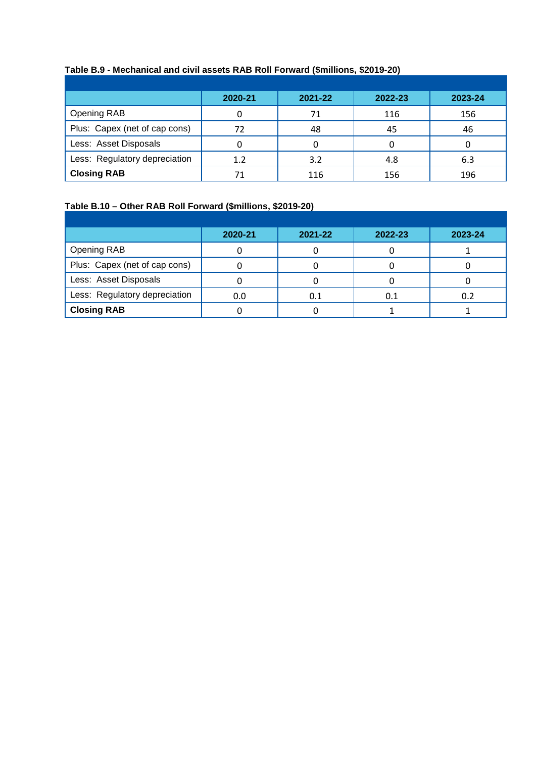**Table B.9 - Mechanical and civil assets RAB Roll Forward ($millions, $2019-20)**

| | 2020-21 | 2021-22 | 2022-23 | 2023-24 |
|---|---|---|---|---|
| Opening RAB | 0 | 71 | 116 | 156 |
| Plus: Capex (net of cap cons) | 72 | 48 | 45 | 46 |
| Less: Asset Disposals | 0 | 0 | 0 | 0 |
| Less: Regulatory depreciation | 1.2 | 3.2 | 4.8 | 6.3 |
| **Closing RAB** | 71 | 116 | 156 | 196 |

**Table B.10 – Other RAB Roll Forward ($millions, $2019-20)**

| | 2020-21 | 2021-22 | 2022-23 | 2023-24 |
|---|---|---|---|---|
| Opening RAB | 0 | 0 | 0 | 1 |
| Plus: Capex (net of cap cons) | 0 | 0 | 0 | 0 |
| Less: Asset Disposals | 0 | 0 | 0 | 0 |
| Less: Regulatory depreciation | 0.0 | 0.1 | 0.1 | 0.2 |
| **Closing RAB** | 0 | 0 | 1 | 1 |